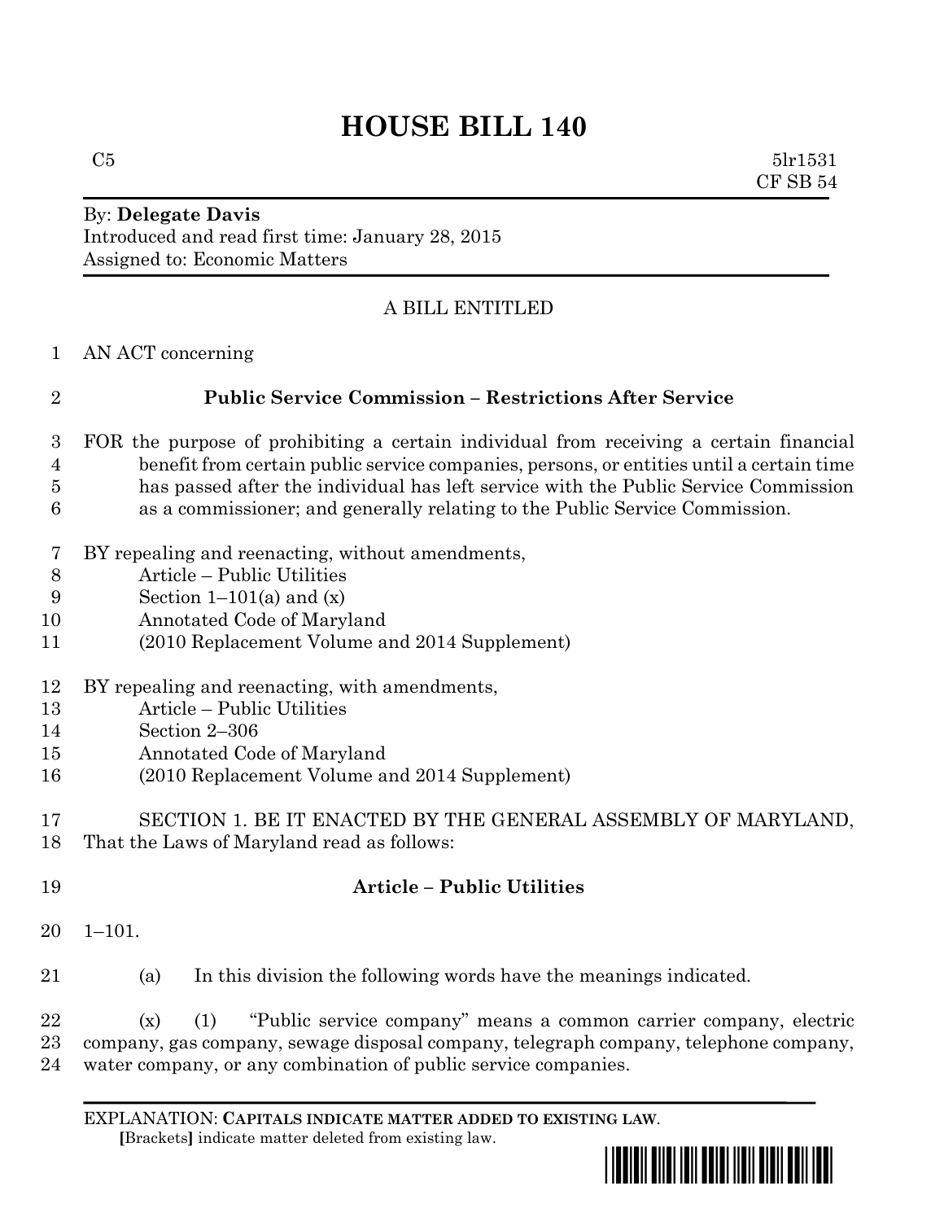# HOUSE BILL 140

C5 5lr1531
CF SB 54

By: **Delegate Davis**
Introduced and read first time: January 28, 2015
Assigned to: Economic Matters

A BILL ENTITLED

1 AN ACT concerning

2 **Public Service Commission – Restrictions After Service**

3 FOR the purpose of prohibiting a certain individual from receiving a certain financial
4 benefit from certain public service companies, persons, or entities until a certain time
5 has passed after the individual has left service with the Public Service Commission
6 as a commissioner; and generally relating to the Public Service Commission.

7 BY repealing and reenacting, without amendments,
8 Article – Public Utilities
9 Section 1–101(a) and (x)
10 Annotated Code of Maryland
11 (2010 Replacement Volume and 2014 Supplement)

12 BY repealing and reenacting, with amendments,
13 Article – Public Utilities
14 Section 2–306
15 Annotated Code of Maryland
16 (2010 Replacement Volume and 2014 Supplement)

17 SECTION 1. BE IT ENACTED BY THE GENERAL ASSEMBLY OF MARYLAND,
18 That the Laws of Maryland read as follows:

19 **Article – Public Utilities**

20 1–101.

21 (a) In this division the following words have the meanings indicated.

22 (x) (1) "Public service company" means a common carrier company, electric
23 company, gas company, sewage disposal company, telegraph company, telephone company,
24 water company, or any combination of public service companies.

EXPLANATION: **CAPITALS INDICATE MATTER ADDED TO EXISTING LAW**.
[Brackets] indicate matter deleted from existing law.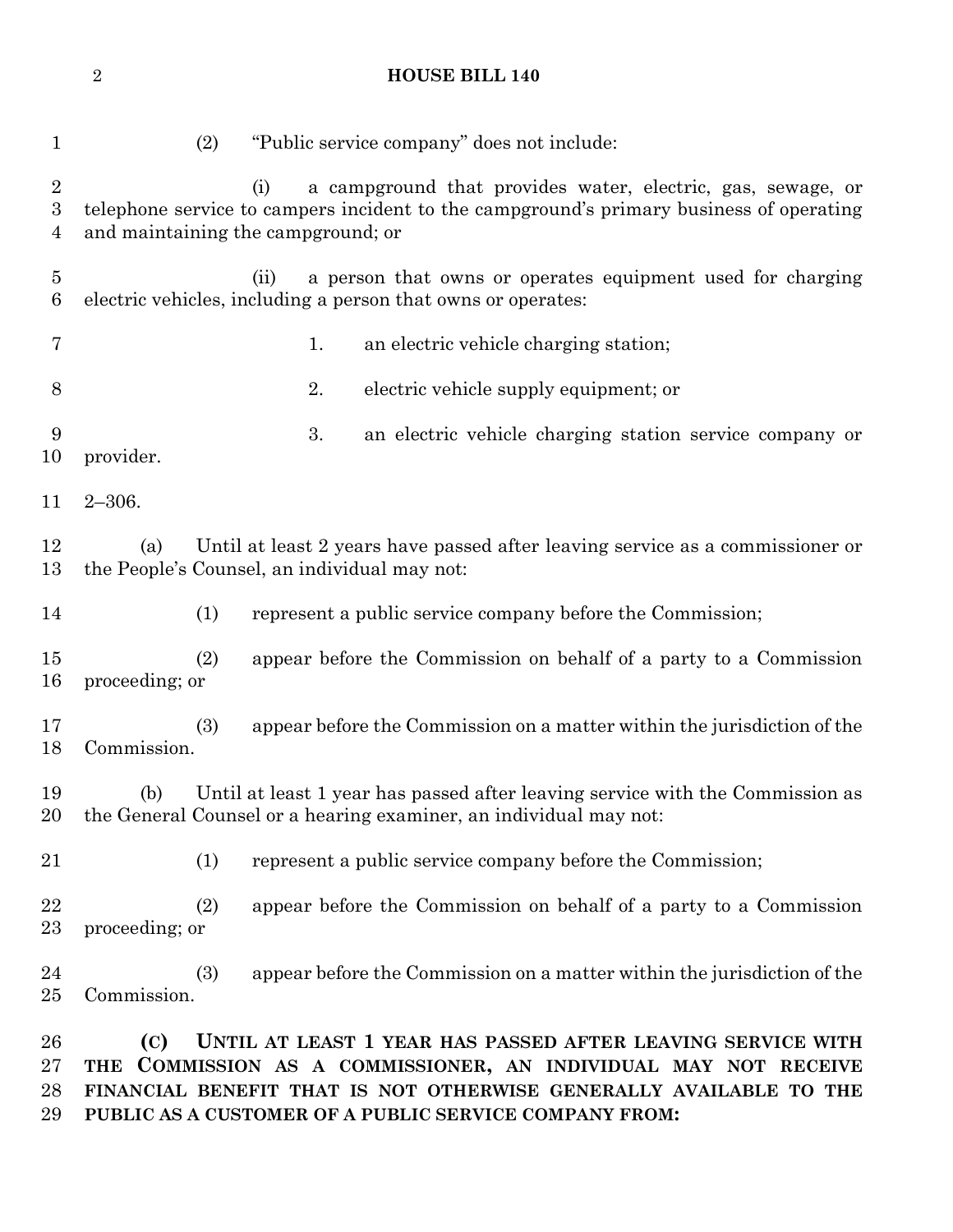(2) "Public service company" does not include:

(i) a campground that provides water, electric, gas, sewage, or telephone service to campers incident to the campground's primary business of operating and maintaining the campground; or

(ii) a person that owns or operates equipment used for charging electric vehicles, including a person that owns or operates:

1. an electric vehicle charging station;

2. electric vehicle supply equipment; or

3. an electric vehicle charging station service company or provider.

2–306.

(a) Until at least 2 years have passed after leaving service as a commissioner or the People's Counsel, an individual may not:

(1) represent a public service company before the Commission;

(2) appear before the Commission on behalf of a party to a Commission proceeding; or

(3) appear before the Commission on a matter within the jurisdiction of the Commission.

(b) Until at least 1 year has passed after leaving service with the Commission as the General Counsel or a hearing examiner, an individual may not:

(1) represent a public service company before the Commission;

(2) appear before the Commission on behalf of a party to a Commission proceeding; or

(3) appear before the Commission on a matter within the jurisdiction of the Commission.

**(C) UNTIL AT LEAST 1 YEAR HAS PASSED AFTER LEAVING SERVICE WITH THE COMMISSION AS A COMMISSIONER, AN INDIVIDUAL MAY NOT RECEIVE FINANCIAL BENEFIT THAT IS NOT OTHERWISE GENERALLY AVAILABLE TO THE PUBLIC AS A CUSTOMER OF A PUBLIC SERVICE COMPANY FROM:**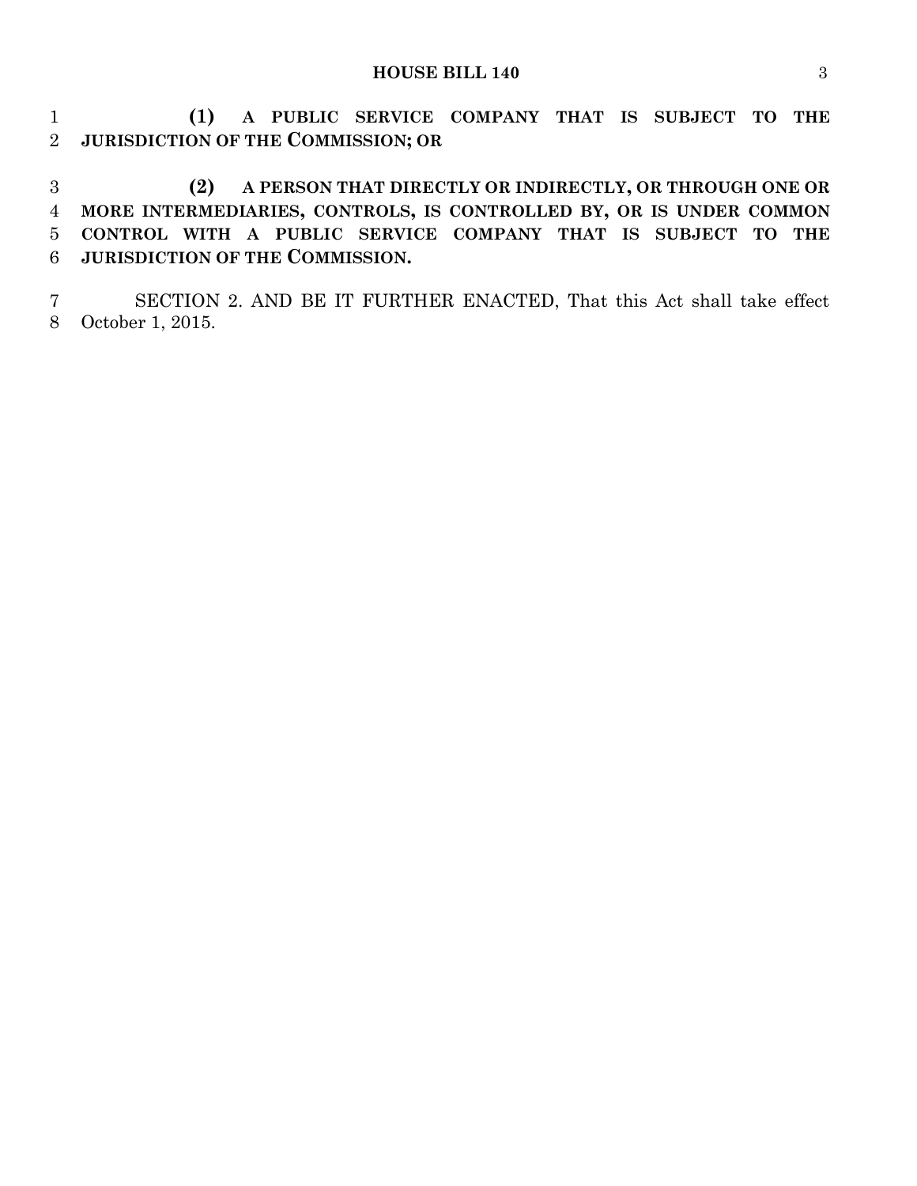**(1) A PUBLIC SERVICE COMPANY THAT IS SUBJECT TO THE JURISDICTION OF THE COMMISSION; OR**

**(2) A PERSON THAT DIRECTLY OR INDIRECTLY, OR THROUGH ONE OR MORE INTERMEDIARIES, CONTROLS, IS CONTROLLED BY, OR IS UNDER COMMON CONTROL WITH A PUBLIC SERVICE COMPANY THAT IS SUBJECT TO THE JURISDICTION OF THE COMMISSION.**

SECTION 2. AND BE IT FURTHER ENACTED, That this Act shall take effect October 1, 2015.